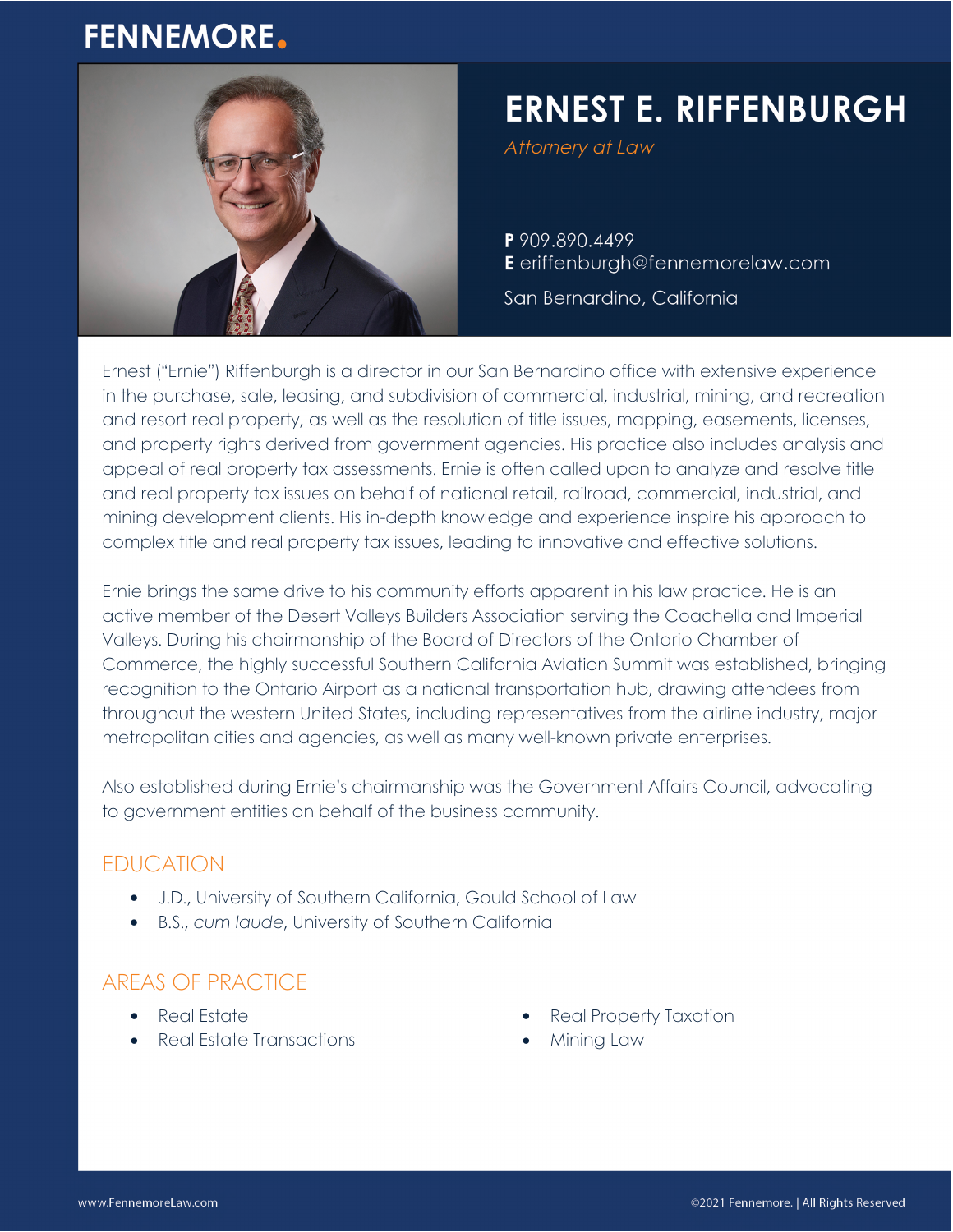FENNEMORE.

# ERNEST E. RIFFENBURGH

*Attorney at Law*

**P** 909.890.4499
**E** eriffenburgh@fennemorelaw.com
San Bernardino, California

Ernest ("Ernie") Riffenburgh is a director in our San Bernardino office with extensive experience in the purchase, sale, leasing, and subdivision of commercial, industrial, mining, and recreation and resort real property, as well as the resolution of title issues, mapping, easements, licenses, and property rights derived from government agencies. His practice also includes analysis and appeal of real property tax assessments. Ernie is often called upon to analyze and resolve title and real property tax issues on behalf of national retail, railroad, commercial, industrial, and mining development clients. His in-depth knowledge and experience inspire his approach to complex title and real property tax issues, leading to innovative and effective solutions.

Ernie brings the same drive to his community efforts apparent in his law practice. He is an active member of the Desert Valleys Builders Association serving the Coachella and Imperial Valleys. During his chairmanship of the Board of Directors of the Ontario Chamber of Commerce, the highly successful Southern California Aviation Summit was established, bringing recognition to the Ontario Airport as a national transportation hub, drawing attendees from throughout the western United States, including representatives from the airline industry, major metropolitan cities and agencies, as well as many well-known private enterprises.

Also established during Ernie's chairmanship was the Government Affairs Council, advocating to government entities on behalf of the business community.

## EDUCATION

- J.D., University of Southern California, Gould School of Law
- B.S., *cum laude*, University of Southern California

## AREAS OF PRACTICE

- Real Estate
- Real Estate Transactions
- Real Property Taxation
- Mining Law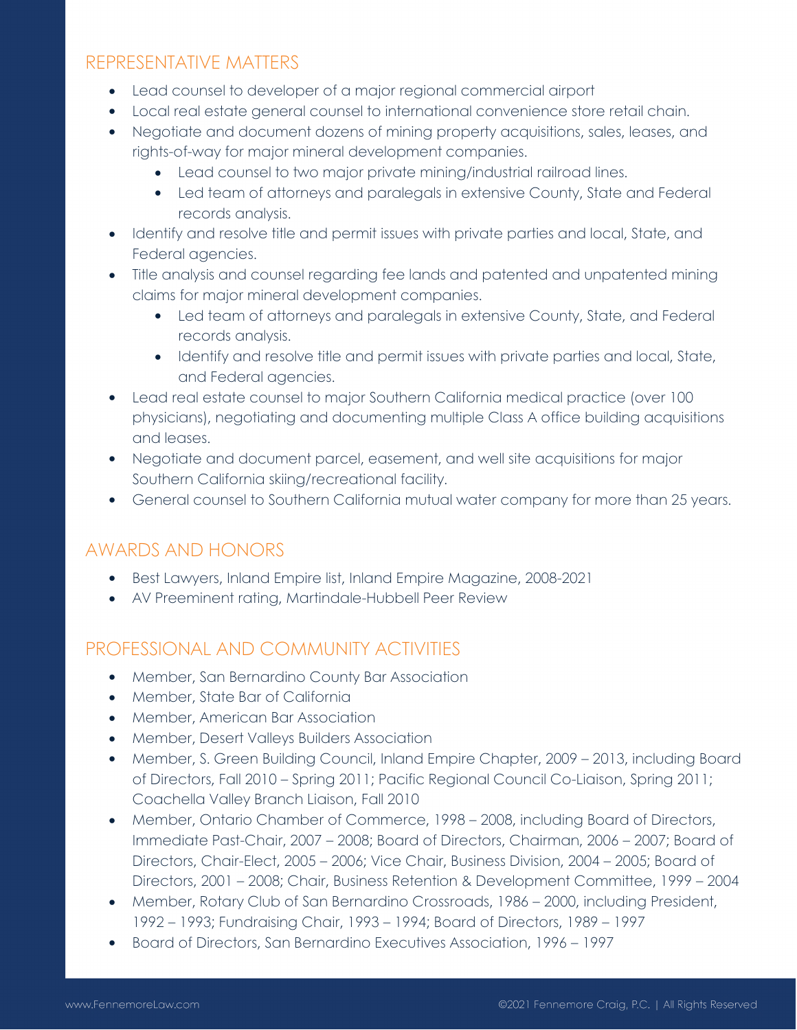## REPRESENTATIVE MATTERS

- Lead counsel to developer of a major regional commercial airport
- Local real estate general counsel to international convenience store retail chain.
- Negotiate and document dozens of mining property acquisitions, sales, leases, and rights-of-way for major mineral development companies.
    - Lead counsel to two major private mining/industrial railroad lines.
    - Led team of attorneys and paralegals in extensive County, State and Federal records analysis.
- Identify and resolve title and permit issues with private parties and local, State, and Federal agencies.
- Title analysis and counsel regarding fee lands and patented and unpatented mining claims for major mineral development companies.
    - Led team of attorneys and paralegals in extensive County, State, and Federal records analysis.
    - Identify and resolve title and permit issues with private parties and local, State, and Federal agencies.
- Lead real estate counsel to major Southern California medical practice (over 100 physicians), negotiating and documenting multiple Class A office building acquisitions and leases.
- Negotiate and document parcel, easement, and well site acquisitions for major Southern California skiing/recreational facility.
- General counsel to Southern California mutual water company for more than 25 years.

## AWARDS AND HONORS

- Best Lawyers, Inland Empire list, Inland Empire Magazine, 2008-2021
- AV Preeminent rating, Martindale-Hubbell Peer Review

## PROFESSIONAL AND COMMUNITY ACTIVITIES

- Member, San Bernardino County Bar Association
- Member, State Bar of California
- Member, American Bar Association
- Member, Desert Valleys Builders Association
- Member, S. Green Building Council, Inland Empire Chapter, 2009 – 2013, including Board of Directors, Fall 2010 – Spring 2011; Pacific Regional Council Co-Liaison, Spring 2011; Coachella Valley Branch Liaison, Fall 2010
- Member, Ontario Chamber of Commerce, 1998 – 2008, including Board of Directors, Immediate Past-Chair, 2007 – 2008; Board of Directors, Chairman, 2006 – 2007; Board of Directors, Chair-Elect, 2005 – 2006; Vice Chair, Business Division, 2004 – 2005; Board of Directors, 2001 – 2008; Chair, Business Retention & Development Committee, 1999 – 2004
- Member, Rotary Club of San Bernardino Crossroads, 1986 – 2000, including President, 1992 – 1993; Fundraising Chair, 1993 – 1994; Board of Directors, 1989 – 1997
- Board of Directors, San Bernardino Executives Association, 1996 – 1997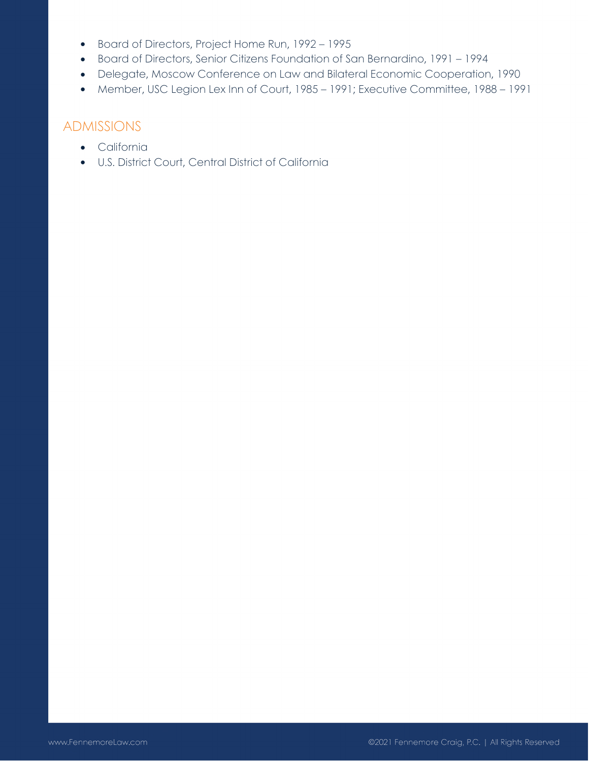- Board of Directors, Project Home Run, 1992 – 1995
- Board of Directors, Senior Citizens Foundation of San Bernardino, 1991 – 1994
- Delegate, Moscow Conference on Law and Bilateral Economic Cooperation, 1990
- Member, USC Legion Lex Inn of Court, 1985 – 1991; Executive Committee, 1988 – 1991

## ADMISSIONS

- California
- U.S. District Court, Central District of California